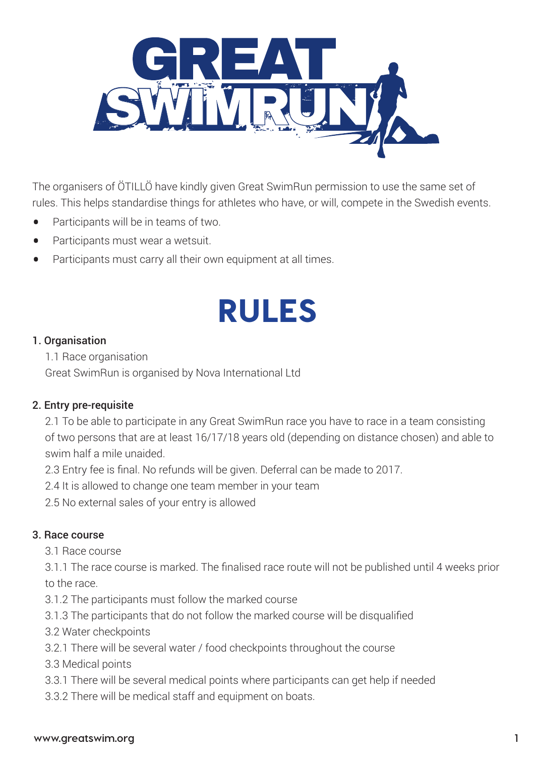# GREAT SWIMRUN

The organisers of ÖTILLÖ have kindly given Great SwimRun permission to use the same set of rules. This helps standardise things for athletes who have, or will, compete in the Swedish events.

- Participants will be in teams of two.
- Participants must wear a wetsuit.
- Participants must carry all their own equipment at all times.

# RULES

### 1. Organisation

1.1 Race organisation

Great SwimRun is organised by Nova International Ltd

### 2. Entry pre-requisite

2.1 To be able to participate in any Great SwimRun race you have to race in a team consisting of two persons that are at least 16/17/18 years old (depending on distance chosen) and able to swim half a mile unaided.

2.3 Entry fee is final. No refunds will be given. Deferral can be made to 2017.

2.4 It is allowed to change one team member in your team

2.5 No external sales of your entry is allowed

### 3. Race course

3.1 Race course

3.1.1 The race course is marked. The finalised race route will not be published until 4 weeks prior to the race.

3.1.2 The participants must follow the marked course

3.1.3 The participants that do not follow the marked course will be disqualified

3.2 Water checkpoints

3.2.1 There will be several water / food checkpoints throughout the course

3.3 Medical points

3.3.1 There will be several medical points where participants can get help if needed

3.3.2 There will be medical staff and equipment on boats.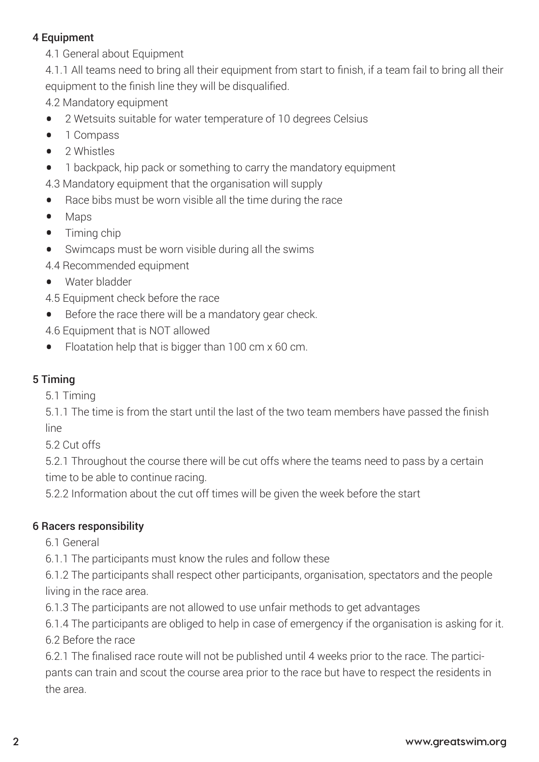## 4 Equipment

4.1 General about Equipment

4.1.1 All teams need to bring all their equipment from start to finish, if a team fail to bring all their equipment to the finish line they will be disqualified.

4.2 Mandatory equipment

- 2 Wetsuits suitable for water temperature of 10 degrees Celsius
- 1 Compass
- 2 Whistles
- 1 backpack, hip pack or something to carry the mandatory equipment

4.3 Mandatory equipment that the organisation will supply

- Race bibs must be worn visible all the time during the race
- Maps
- Timing chip
- Swimcaps must be worn visible during all the swims

4.4 Recommended equipment

- Water bladder

4.5 Equipment check before the race

- Before the race there will be a mandatory gear check.

4.6 Equipment that is NOT allowed

- Floatation help that is bigger than 100 cm x 60 cm.

## 5 Timing

5.1 Timing

5.1.1 The time is from the start until the last of the two team members have passed the finish line

5.2 Cut offs

5.2.1 Throughout the course there will be cut offs where the teams need to pass by a certain time to be able to continue racing.

5.2.2 Information about the cut off times will be given the week before the start

## 6 Racers responsibility

6.1 General

6.1.1 The participants must know the rules and follow these

6.1.2 The participants shall respect other participants, organisation, spectators and the people living in the race area.

6.1.3 The participants are not allowed to use unfair methods to get advantages

6.1.4 The participants are obliged to help in case of emergency if the organisation is asking for it.

6.2 Before the race

6.2.1 The finalised race route will not be published until 4 weeks prior to the race. The participants can train and scout the course area prior to the race but have to respect the residents in the area.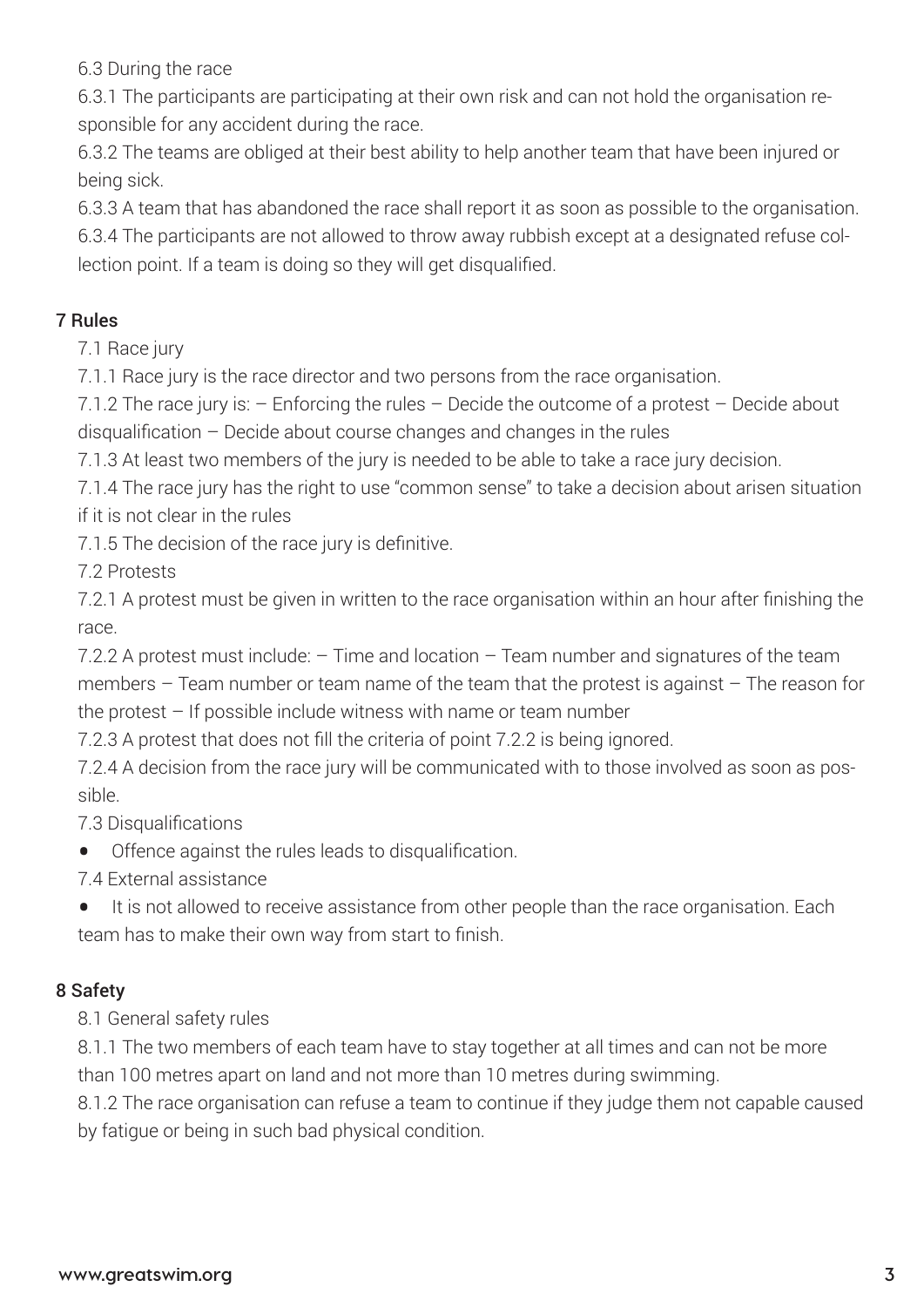6.3 During the race

6.3.1 The participants are participating at their own risk and can not hold the organisation responsible for any accident during the race.

6.3.2 The teams are obliged at their best ability to help another team that have been injured or being sick.

6.3.3 A team that has abandoned the race shall report it as soon as possible to the organisation.

6.3.4 The participants are not allowed to throw away rubbish except at a designated refuse collection point. If a team is doing so they will get disqualified.

## 7 Rules

7.1 Race jury

7.1.1 Race jury is the race director and two persons from the race organisation.

7.1.2 The race jury is: – Enforcing the rules – Decide the outcome of a protest – Decide about disqualification – Decide about course changes and changes in the rules

7.1.3 At least two members of the jury is needed to be able to take a race jury decision.

7.1.4 The race jury has the right to use "common sense" to take a decision about arisen situation if it is not clear in the rules

7.1.5 The decision of the race jury is definitive.

7.2 Protests

7.2.1 A protest must be given in written to the race organisation within an hour after finishing the race.

7.2.2 A protest must include: – Time and location – Team number and signatures of the team members – Team number or team name of the team that the protest is against – The reason for the protest – If possible include witness with name or team number

7.2.3 A protest that does not fill the criteria of point 7.2.2 is being ignored.

7.2.4 A decision from the race jury will be communicated with to those involved as soon as possible.

7.3 Disqualifications

- Offence against the rules leads to disqualification.

7.4 External assistance

- It is not allowed to receive assistance from other people than the race organisation. Each team has to make their own way from start to finish.

## 8 Safety

8.1 General safety rules

8.1.1 The two members of each team have to stay together at all times and can not be more than 100 metres apart on land and not more than 10 metres during swimming.

8.1.2 The race organisation can refuse a team to continue if they judge them not capable caused by fatigue or being in such bad physical condition.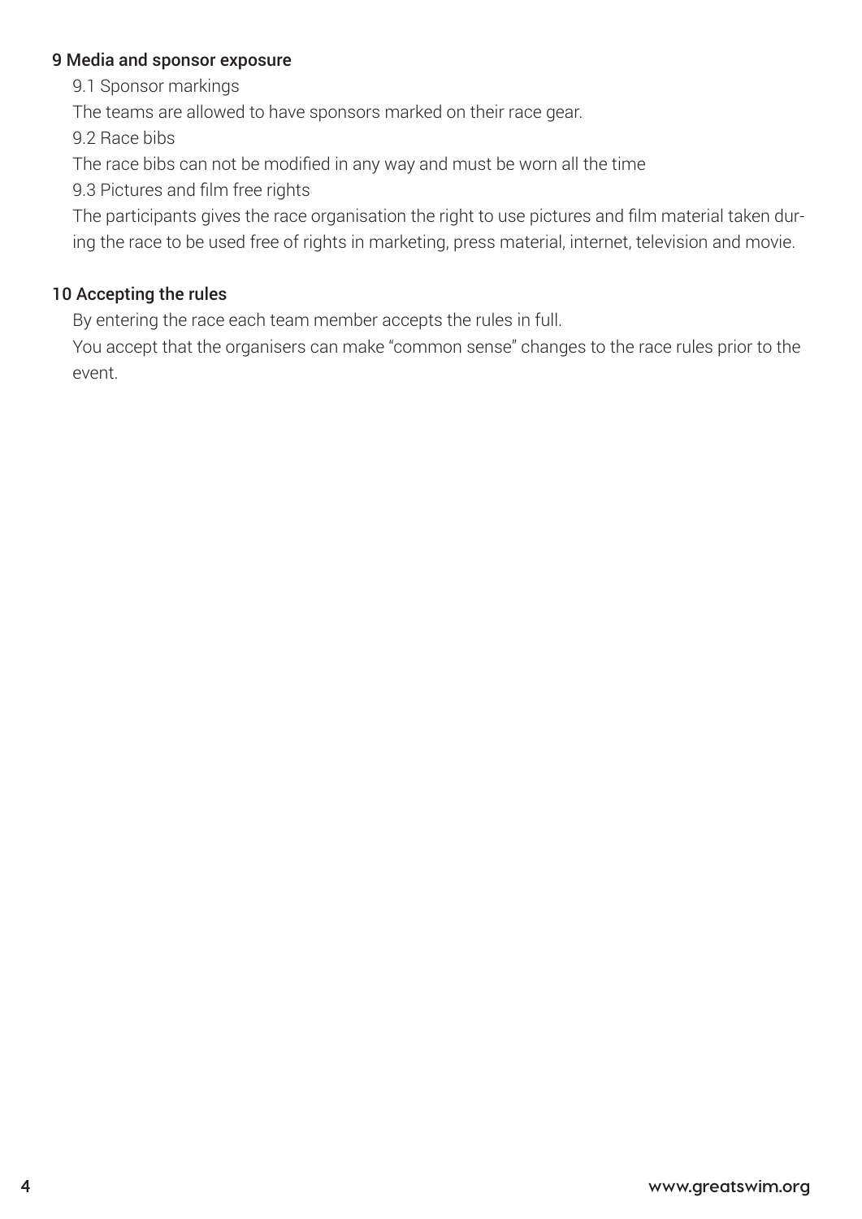## 9 Media and sponsor exposure

### 9.1 Sponsor markings

The teams are allowed to have sponsors marked on their race gear.

### 9.2 Race bibs

The race bibs can not be modified in any way and must be worn all the time

### 9.3 Pictures and film free rights

The participants gives the race organisation the right to use pictures and film material taken during the race to be used free of rights in marketing, press material, internet, television and movie.

## 10 Accepting the rules

By entering the race each team member accepts the rules in full.

You accept that the organisers can make "common sense" changes to the race rules prior to the event.